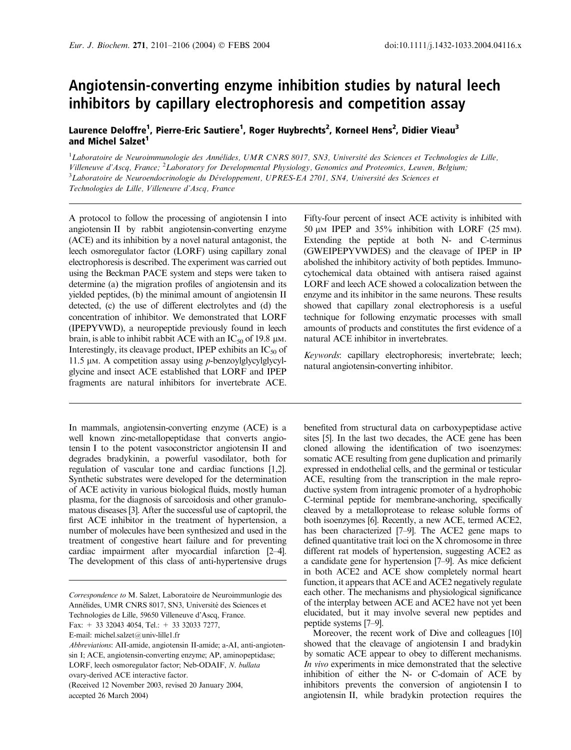# Angiotensin-converting enzyme inhibition studies by natural leech inhibitors by capillary electrophoresis and competition assay

**Laurence Deloffre[1], Pierre-Eric Sautiere[1], Roger Huybrechts[2], Korneel Hens[2], Didier Vieau[3] and Michel Salzet[1]**

[1]*Laboratoire de Neuroimmunologie des Annélides, UMR CNRS 8017, SN3, Université des Sciences et Technologies de Lille, Villeneuve d'Ascq, France;* [2]*Laboratory for Developmental Physiology, Genomics and Proteomics, Leuven, Belgium;* [3]*Laboratoire de Neuroendocrinologie du Développement, UPRES-EA 2701, SN4, Université des Sciences et Technologies de Lille, Villeneuve d'Ascq, France*

A protocol to follow the processing of angiotensin I into angiotensin II by rabbit angiotensin-converting enzyme (ACE) and its inhibition by a novel natural antagonist, the leech osmoregulator factor (LORF) using capillary zonal electrophoresis is described. The experiment was carried out using the Beckman PACE system and steps were taken to determine (a) the migration profiles of angiotensin and its yielded peptides, (b) the minimal amount of angiotensin II detected, (c) the use of different electrolytes and (d) the concentration of inhibitor. We demonstrated that LORF (IPEPYVWD), a neuropeptide previously found in leech brain, is able to inhibit rabbit ACE with an $IC_{50}$ of 19.8 μM. Interestingly, its cleavage product, IPEP exhibits an $IC_{50}$ of 11.5 μM. A competition assay using *p*-benzoylglycylglycylglycine and insect ACE established that LORF and IPEP fragments are natural inhibitors for invertebrate ACE. Fifty-four percent of insect ACE activity is inhibited with 50 μM IPEP and 35% inhibition with LORF (25 mM). Extending the peptide at both N- and C-terminus (GWEIPEPYVWDES) and the cleavage of IPEP in IP abolished the inhibitory activity of both peptides. Immunocytochemical data obtained with antisera raised against LORF and leech ACE showed a colocalization between the enzyme and its inhibitor in the same neurons. These results showed that capillary zonal electrophoresis is a useful technique for following enzymatic processes with small amounts of products and constitutes the first evidence of a natural ACE inhibitor in invertebrates.

*Keywords*: capillary electrophoresis; invertebrate; leech; natural angiotensin-converting inhibitor.

In mammals, angiotensin-converting enzyme (ACE) is a well known zinc-metallopeptidase that converts angiotensin I to the potent vasoconstrictor angiotensin II and degrades bradykinin, a powerful vasodilator, both for regulation of vascular tone and cardiac functions [1,2]. Synthetic substrates were developed for the determination of ACE activity in various biological fluids, mostly human plasma, for the diagnosis of sarcoidosis and other granulomatous diseases [3]. After the successful use of captopril, the first ACE inhibitor in the treatment of hypertension, a number of molecules have been synthesized and used in the treatment of congestive heart failure and for preventing cardiac impairment after myocardial infarction [2–4]. The development of this class of anti-hypertensive drugs benefited from structural data on carboxypeptidase active sites [5]. In the last two decades, the ACE gene has been cloned allowing the identification of two isoenzymes: somatic ACE resulting from gene duplication and primarily expressed in endothelial cells, and the germinal or testicular ACE, resulting from the transcription in the male reproductive system from intragenic promoter of a hydrophobic C-terminal peptide for membrane-anchoring, specifically cleaved by a metalloprotease to release soluble forms of both isoenzymes [6]. Recently, a new ACE, termed ACE2, has been characterized [7–9]. The ACE2 gene maps to defined quantitative trait loci on the X chromosome in three different rat models of hypertension, suggesting ACE2 as a candidate gene for hypertension [7–9]. As mice deficient in both ACE2 and ACE show completely normal heart function, it appears that ACE and ACE2 negatively regulate each other. The mechanisms and physiological significance of the interplay between ACE and ACE2 have not yet been elucidated, but it may involve several new peptides and peptide systems [7–9].

Moreover, the recent work of Dive and colleagues [10] showed that the cleavage of angiotensin I and bradykin by somatic ACE appear to obey to different mechanisms. *In vivo* experiments in mice demonstrated that the selective inhibition of either the N- or C-domain of ACE by inhibitors prevents the conversion of angiotensin I to angiotensin II, while bradykin protection requires the

*Correspondence to* M. Salzet, Laboratoire de Neuroimmunlogie des Annélides, UMR CNRS 8017, SN3, Université des Sciences et Technologies de Lille, 59650 Villeneuve d'Ascq, France.
Fax: + 33 32043 4054, Tel.: + 33 32033 7277,
E-mail: michel.salzet@univ-lille1.fr

*Abbreviations*: AII-amide, angiotensin II-amide; a-AI, anti-angiotensin I; ACE, angiotensin-converting enzyme; AP, aminopeptidase; LORF, leech osmoregulator factor; Neb-ODAIF, *N. bullata* ovary-derived ACE interactive factor.

(Received 12 November 2003, revised 20 January 2004, accepted 26 March 2004)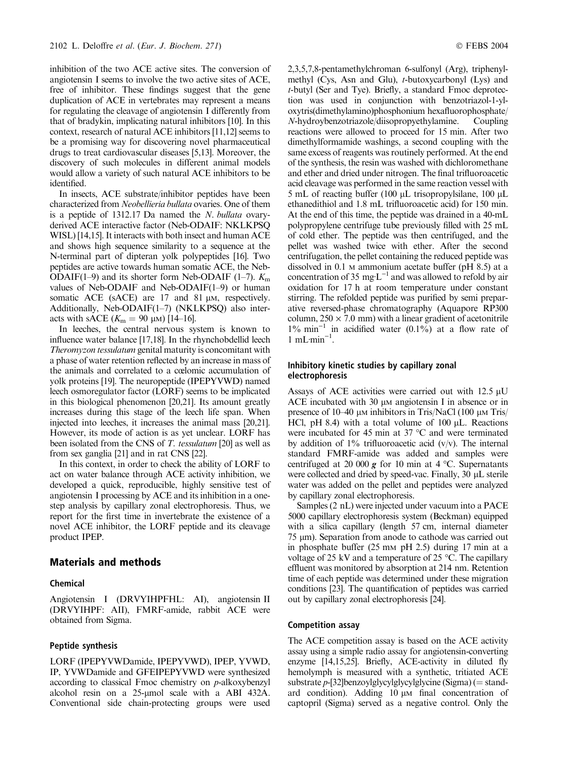inhibition of the two ACE active sites. The conversion of angiotensin I seems to involve the two active sites of ACE, free of inhibitor. These findings suggest that the gene duplication of ACE in vertebrates may represent a means for regulating the cleavage of angiotensin I differently from that of bradykin, implicating natural inhibitors [10]. In this context, research of natural ACE inhibitors [11,12] seems to be a promising way for discovering novel pharmaceutical drugs to treat cardiovascular diseases [5,13]. Moreover, the discovery of such molecules in different animal models would allow a variety of such natural ACE inhibitors to be identified.

In insects, ACE substrate/inhibitor peptides have been characterized from *Neobellieria bullata* ovaries. One of them is a peptide of 1312.17 Da named the *N. bullata* ovary-derived ACE interactive factor (Neb-ODAIF: NKLKPSQ WISL) [14,15]. It interacts with both insect and human ACE and shows high sequence similarity to a sequence at the N-terminal part of dipteran yolk polypeptides [16]. Two peptides are active towards human somatic ACE, the Neb-ODAIF(1–9) and its shorter form Neb-ODAIF (1–7). $K_m$ values of Neb-ODAIF and Neb-ODAIF(1–9) or human somatic ACE (sACE) are 17 and 81 μM, respectively. Additionally, Neb-ODAIF(1–7) (NKLKPSQ) also interacts with sACE ($K_m$ = 90 μM) [14–16].

In leeches, the central nervous system is known to influence water balance [17,18]. In the rhynchobdellid leech *Theromyzon tessulatum* genital maturity is concomitant with a phase of water retention reflected by an increase in mass of the animals and correlated to a cœlomic accumulation of yolk proteins [19]. The neuropeptide (IPEPYVWD) named leech osmoregulator factor (LORF) seems to be implicated in this biological phenomenon [20,21]. Its amount greatly increases during this stage of the leech life span. When injected into leeches, it increases the animal mass [20,21]. However, its mode of action is as yet unclear. LORF has been isolated from the CNS of *T. tessulatum* [20] as well as from sex ganglia [21] and in rat CNS [22].

In this context, in order to check the ability of LORF to act on water balance through ACE activity inhibition, we developed a quick, reproducible, highly sensitive test of angiotensin I processing by ACE and its inhibition in a one-step analysis by capillary zonal electrophoresis. Thus, we report for the first time in invertebrate the existence of a novel ACE inhibitor, the LORF peptide and its cleavage product IPEP.

## Materials and methods

### Chemical

Angiotensin I (DRVYIHPFHL: AI), angiotensin II (DRVYIHPF: AII), FMRF-amide, rabbit ACE were obtained from Sigma.

### Peptide synthesis

LORF (IPEPYVWDamide, IPEPYVWD), IPEP, YVWD, IP, YVWDamide and GFEIPEPYVWD were synthesized according to classical Fmoc chemistry on *p*-alkoxybenzyl alcohol resin on a 25-μmol scale with a ABI 432A. Conventional side chain-protecting groups were used 2,3,5,7,8-pentamethylchroman 6-sulfonyl (Arg), triphenylmethyl (Cys, Asn and Glu), *t*-butoxycarbonyl (Lys) and *t*-butyl (Ser and Tye). Briefly, a standard Fmoc deprotection was used in conjunction with benzotriazol-1-yloxytris(dimethylamino)phosphonium hexafluorophosphate/*N*-hydroybenzotriazole/diisopropyethylamine. Coupling reactions were allowed to proceed for 15 min. After two dimethylformamide washings, a second coupling with the same excess of reagents was routinely performed. At the end of the synthesis, the resin was washed with dichloromethane and ether and dried under nitrogen. The final trifluoroacetic acid cleavage was performed in the same reaction vessel with 5 mL of reacting buffer (100 μL trisopropylsilane, 100 μL ethanedithiol and 1.8 mL trifluoroacetic acid) for 150 min. At the end of this time, the peptide was drained in a 40-mL polypropylene centrifuge tube previously filled with 25 mL of cold ether. The peptide was then centrifuged, and the pellet was washed twice with ether. After the second centrifugation, the pellet containing the reduced peptide was dissolved in 0.1 M ammonium acetate buffer (pH 8.5) at a concentration of 35 $mg \cdot L^{-1}$ and was allowed to refold by air oxidation for 17 h at room temperature under constant stirring. The refolded peptide was purified by semi preparative reversed-phase chromatography (Aquapore RP300 column, 250 × 7.0 mm) with a linear gradient of acetonitrile 1% $min^{-1}$ in acidified water (0.1%) at a flow rate of 1 $mL \cdot min^{-1}$.

### Inhibitory kinetic studies by capillary zonal electrophoresis

Assays of ACE activities were carried out with 12.5 μU ACE incubated with 30 μM angiotensin I in absence or in presence of 10–40 μM inhibitors in Tris/NaCl (100 μM Tris/HCl, pH 8.4) with a total volume of 100 μL. Reactions were incubated for 45 min at 37 °C and were terminated by addition of 1% trifluoroacetic acid (v/v). The internal standard FMRF-amide was added and samples were centrifuged at 20 000 ***g*** for 10 min at 4 °C. Supernatants were collected and dried by speed-vac. Finally, 30 μL sterile water was added on the pellet and peptides were analyzed by capillary zonal electrophoresis.

Samples (2 nL) were injected under vacuum into a PACE 5000 capillary electrophoresis system (Beckman) equipped with a silica capillary (length 57 cm, internal diameter 75 μm). Separation from anode to cathode was carried out in phosphate buffer (25 mM pH 2.5) during 17 min at a voltage of 25 kV and a temperature of 25 °C. The capillary effluent was monitored by absorption at 214 nm. Retention time of each peptide was determined under these migration conditions [23]. The quantification of peptides was carried out by capillary zonal electrophoresis [24].

### Competition assay

The ACE competition assay is based on the ACE activity assay using a simple radio assay for angiotensin-converting enzyme [14,15,25]. Briefly, ACE-activity in diluted fly hemolymph is measured with a synthetic, tritiated ACE substrate *p*-[32]benzoylglycylglycylglycine (Sigma) (= standard condition). Adding 10 μM final concentration of captopril (Sigma) served as a negative control. Only the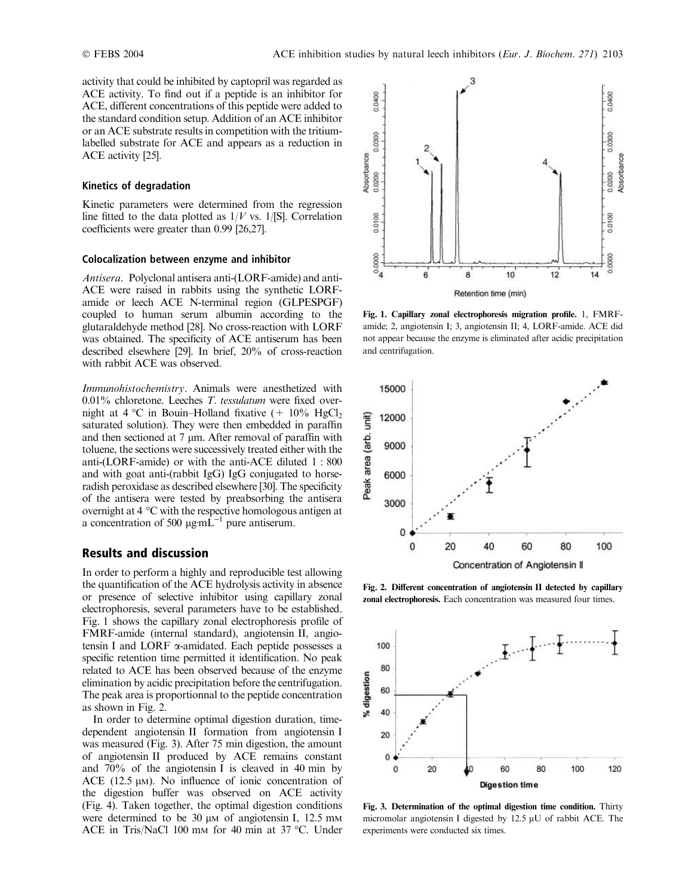activity that could be inhibited by captopril was regarded as ACE activity. To find out if a peptide is an inhibitor for ACE, different concentrations of this peptide were added to the standard condition setup. Addition of an ACE inhibitor or an ACE substrate results in competition with the tritium-labelled substrate for ACE and appears as a reduction in ACE activity [25].

### Kinetics of degradation

Kinetic parameters were determined from the regression line fitted to the data plotted as $1/V$ vs. $1/[S]$. Correlation coefficients were greater than 0.99 [26,27].

### Colocalization between enzyme and inhibitor

*Antisera.* Polyclonal antisera anti-(LORF-amide) and anti-ACE were raised in rabbits using the synthetic LORF-amide or leech ACE N-terminal region (GLPESPGF) coupled to human serum albumin according to the glutaraldehyde method [28]. No cross-reaction with LORF was obtained. The specificity of ACE antiserum has been described elsewhere [29]. In brief, 20% of cross-reaction with rabbit ACE was observed.

*Immunohistochemistry*. Animals were anesthetized with 0.01% chloretone. Leeches *T. tessulatum* were fixed overnight at 4 °C in Bouin–Holland fixative (+ 10% $HgCl_2$ saturated solution). They were then embedded in paraffin and then sectioned at 7 µm. After removal of paraffin with toluene, the sections were successively treated either with the anti-(LORF-amide) or with the anti-ACE diluted 1 : 800 and with goat anti-(rabbit IgG) IgG conjugated to horseradish peroxidase as described elsewhere [30]. The specificity of the antisera were tested by preabsorbing the antisera overnight at 4 °C with the respective homologous antigen at a concentration of 500 $\mu g \cdot mL^{-1}$ pure antiserum.

## Results and discussion

In order to perform a highly and reproducible test allowing the quantification of the ACE hydrolysis activity in absence or presence of selective inhibitor using capillary zonal electrophoresis, several parameters have to be established. Fig. 1 shows the capillary zonal electrophoresis profile of FMRF-amide (internal standard), angiotensin II, angiotensin I and LORF α-amidated. Each peptide possesses a specific retention time permitted it identification. No peak related to ACE has been observed because of the enzyme elimination by acidic precipitation before the centrifugation. The peak area is proportionnal to the peptide concentration as shown in Fig. 2.

In order to determine optimal digestion duration, time-dependent angiotensin II formation from angiotensin I was measured (Fig. 3). After 75 min digestion, the amount of angiotensin II produced by ACE remains constant and 70% of the angiotensin I is cleaved in 40 min by ACE (12.5 µM). No influence of ionic concentration of the digestion buffer was observed on ACE activity (Fig. 4). Taken together, the optimal digestion conditions were determined to be 30 µM of angiotensin I, 12.5 mM ACE in Tris/NaCl 100 mM for 40 min at 37 °C. Under

**Fig. 1. Capillary zonal electrophoresis migration profile.** 1, FMRF-amide; 2, angiotensin I; 3, angiotensin II; 4, LORF-amide. ACE did not appear because the enzyme is eliminated after acidic precipitation and centrifugation.

**Fig. 2. Different concentration of angiotensin II detected by capillary zonal electrophoresis.** Each concentration was measured four times.

**Fig. 3. Determination of the optimal digestion time condition.** Thirty micromolar angiotensin I digested by 12.5 µU of rabbit ACE. The experiments were conducted six times.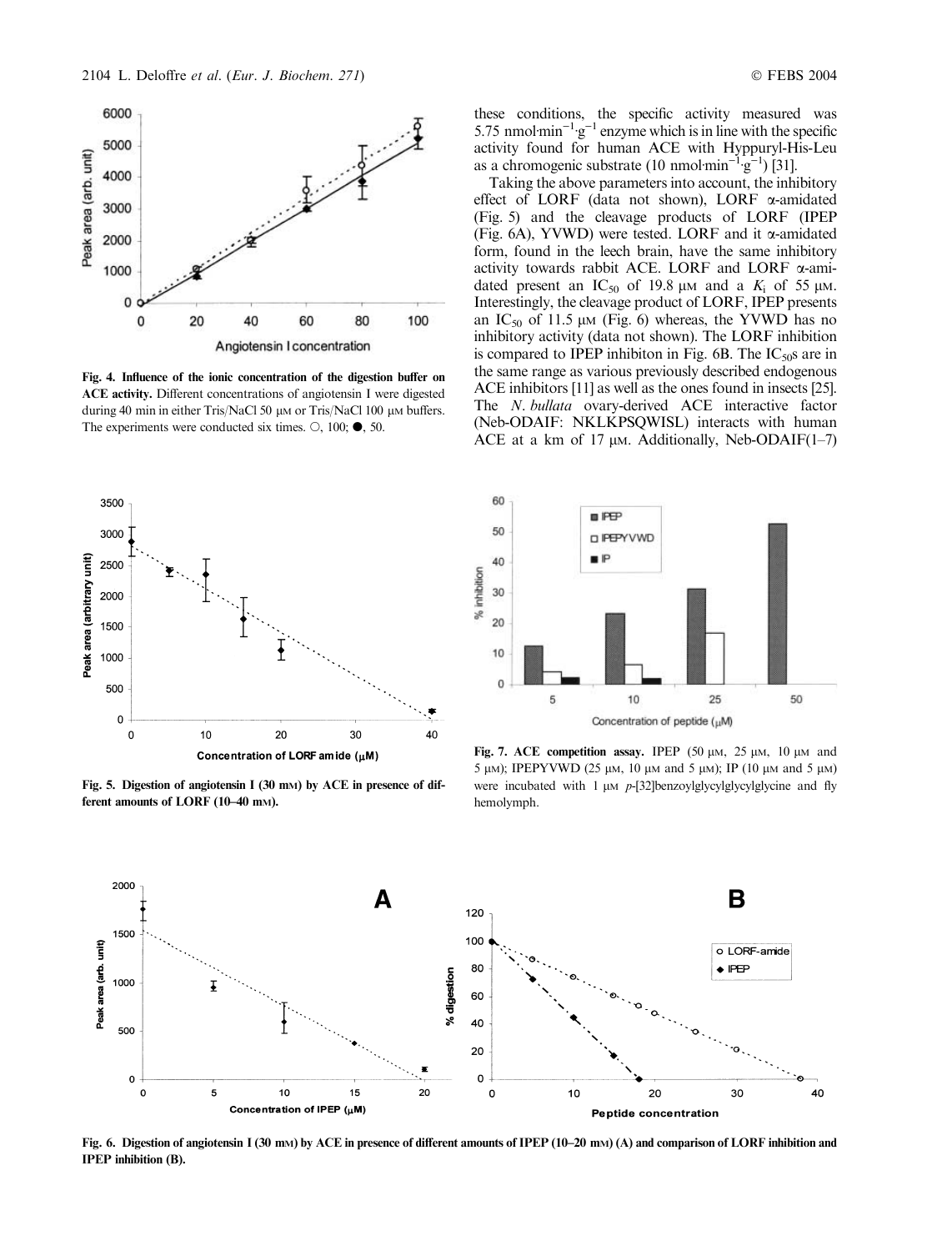Fig. 4. **Influence of the ionic concentration of the digestion buffer on ACE activity.** Different concentrations of angiotensin I were digested during 40 min in either Tris/NaCl 50 μM or Tris/NaCl 100 μM buffers. The experiments were conducted six times. ○, 100; ●, 50.

these conditions, the specific activity measured was 5.75 $\text{nmol}\cdot\text{min}^{-1}\cdot\text{g}^{-1}$ enzyme which is in line with the specific activity found for human ACE with Hyppuryl-His-Leu as a chromogenic substrate (10 $\text{nmol}\cdot\text{min}^{-1}\cdot\text{g}^{-1}$) [31].

Taking the above parameters into account, the inhibitory effect of LORF (data not shown), LORF α-amidated (Fig. 5) and the cleavage products of LORF (IPEP (Fig. 6A), YVWD) were tested. LORF and it α-amidated form, found in the leech brain, have the same inhibitory activity towards rabbit ACE. LORF and LORF α-amidated present an $IC_{50}$ of 19.8 μM and a $K_i$ of 55 μM. Interestingly, the cleavage product of LORF, IPEP presents an $IC_{50}$ of 11.5 μM (Fig. 6) whereas, the YVWD has no inhibitory activity (data not shown). The LORF inhibition is compared to IPEP inhibiton in Fig. 6B. The $IC_{50}$s are in the same range as various previously described endogenous ACE inhibitors [11] as well as the ones found in insects [25]. The *N. bullata* ovary-derived ACE interactive factor (Neb-ODAIF: NKLKPSQWISL) interacts with human ACE at a km of 17 μM. Additionally, Neb-ODAIF(1–7)

Fig. 5. **Digestion of angiotensin I (30 mM) by ACE in presence of different amounts of LORF (10–40 mM).**

Fig. 7. **ACE competition assay.** IPEP (50 μM, 25 μM, 10 μM and 5 μM); IPEPYVWD (25 μM, 10 μM and 5 μM); IP (10 μM and 5 μM) were incubated with 1 μM *p*-[32]benzoylglycylglycylglycine and fly hemolymph.

Fig. 6. **Digestion of angiotensin I (30 mM) by ACE in presence of different amounts of IPEP (10–20 mM) (A) and comparison of LORF inhibition and IPEP inhibition (B).**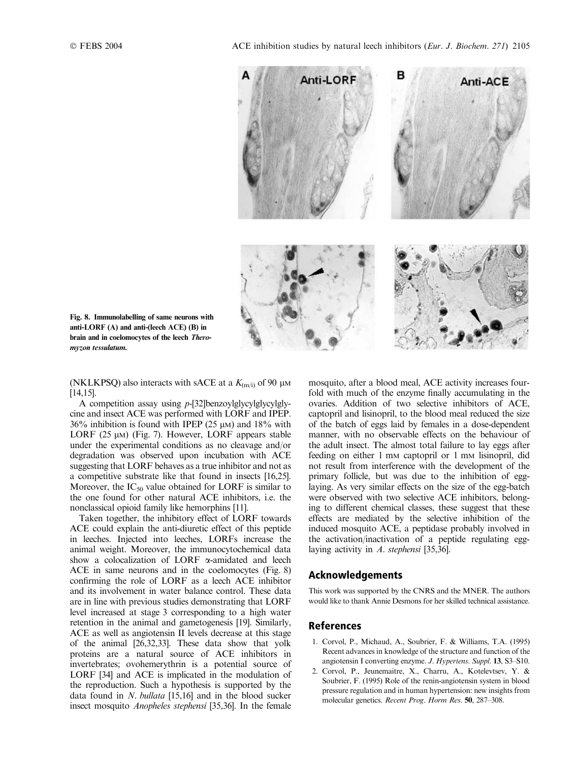Fig. 8. Immunolabelling of same neurons with anti-LORF (A) and anti-(leech ACE) (B) in brain and in coelomocytes of the leech *Theromyzon tessulatum*.

(NKLKPSQ) also interacts with sACE at a $K_{(m/i)}$ of 90 μM [14,15].

A competition assay using *p*-[32]benzoylglycylglycylglycine and insect ACE was performed with LORF and IPEP. 36% inhibition is found with IPEP (25 μM) and 18% with LORF (25 μM) (Fig. 7). However, LORF appears stable under the experimental conditions as no cleavage and/or degradation was observed upon incubation with ACE suggesting that LORF behaves as a true inhibitor and not as a competitive substrate like that found in insects [16,25]. Moreover, the $IC_{50}$ value obtained for LORF is similar to the one found for other natural ACE inhibitors, i.e. the nonclassical opioid family like hemorphins [11].

Taken together, the inhibitory effect of LORF towards ACE could explain the anti-diuretic effect of this peptide in leeches. Injected into leeches, LORFs increase the animal weight. Moreover, the immunocytochemical data show a colocalization of LORF α-amidated and leech ACE in same neurons and in the coelomocytes (Fig. 8) confirming the role of LORF as a leech ACE inhibitor and its involvement in water balance control. These data are in line with previous studies demonstrating that LORF level increased at stage 3 corresponding to a high water retention in the animal and gametogenesis [19]. Similarly, ACE as well as angiotensin II levels decrease at this stage of the animal [26,32,33]. These data show that yolk proteins are a natural source of ACE inhibitors in invertebrates; ovohemerythrin is a potential source of LORF [34] and ACE is implicated in the modulation of the reproduction. Such a hypothesis is supported by the data found in *N. bullata* [15,16] and in the blood sucker insect mosquito *Anopheles stephensi* [35,36]. In the female mosquito, after a blood meal, ACE activity increases fourfold with much of the enzyme finally accumulating in the ovaries. Addition of two selective inhibitors of ACE, captopril and lisinopril, to the blood meal reduced the size of the batch of eggs laid by females in a dose-dependent manner, with no observable effects on the behaviour of the adult insect. The almost total failure to lay eggs after feeding on either 1 mM captopril or 1 mM lisinopril, did not result from interference with the development of the primary follicle, but was due to the inhibition of egg-laying. As very similar effects on the size of the egg-batch were observed with two selective ACE inhibitors, belonging to different chemical classes, these suggest that these effects are mediated by the selective inhibition of the induced mosquito ACE, a peptidase probably involved in the activation/inactivation of a peptide regulating egg-laying activity in *A. stephensi* [35,36].

## Acknowledgements

This work was supported by the CNRS and the MNER. The authors would like to thank Annie Desmons for her skilled technical assistance.

## References

1. Corvol, P., Michaud, A., Soubrier, F. & Williams, T.A. (1995) Recent advances in knowledge of the structure and function of the angiotensin I converting enzyme. *J. Hypertens. Suppl.* **13**, S3–S10.
2. Corvol, P., Jeunemaitre, X., Charru, A., Kotelevtsev, Y. & Soubrier, F. (1995) Role of the renin-angiotensin system in blood pressure regulation and in human hypertension: new insights from molecular genetics. *Recent Prog. Horm Res.* **50**, 287–308.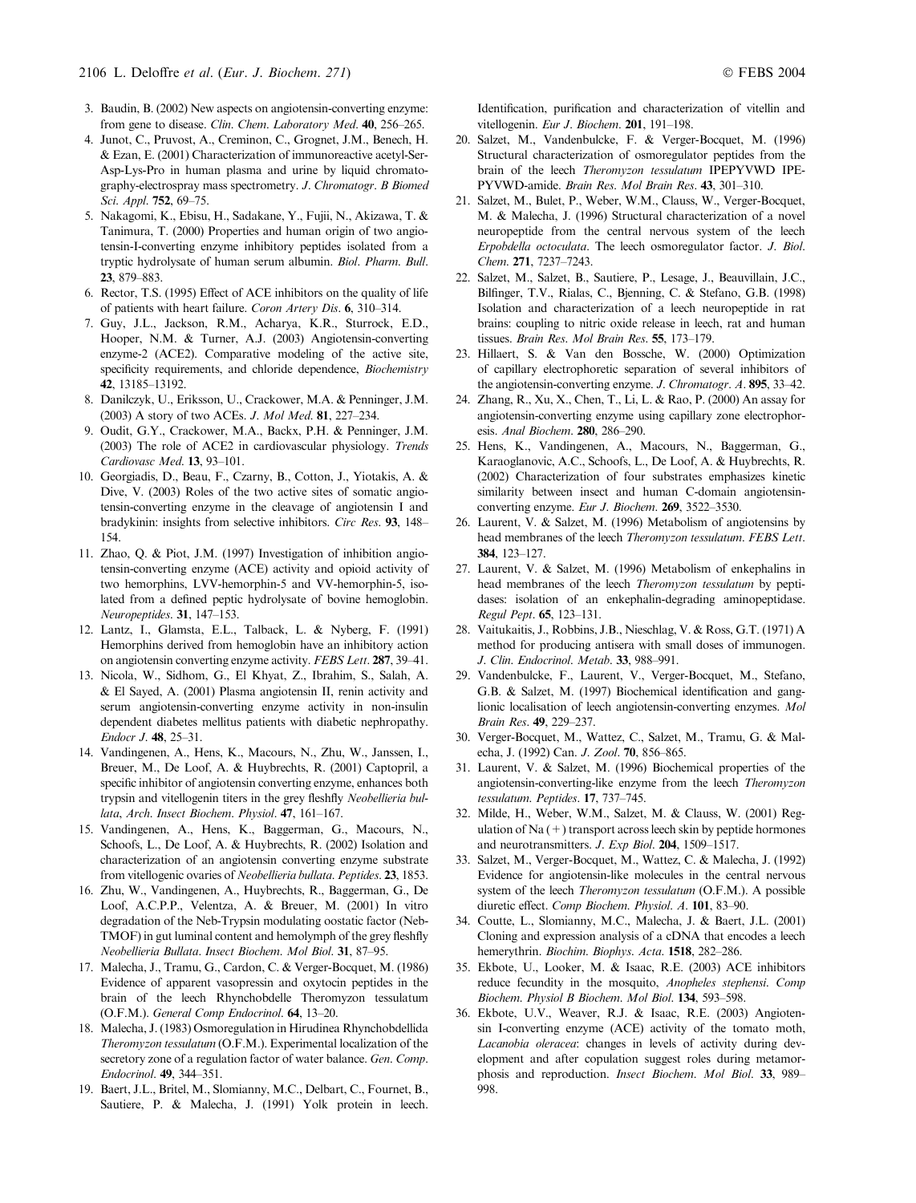3. Baudin, B. (2002) New aspects on angiotensin-converting enzyme: from gene to disease. *Clin. Chem. Laboratory Med.* **40**, 256–265.
4. Junot, C., Pruvost, A., Creminon, C., Grognet, J.M., Benech, H. & Ezan, E. (2001) Characterization of immunoreactive acetyl-Ser-Asp-Lys-Pro in human plasma and urine by liquid chromatography-electrospray mass spectrometry. *J. Chromatogr. B Biomed Sci. Appl.* **752**, 69–75.
5. Nakagomi, K., Ebisu, H., Sadakane, Y., Fujii, N., Akizawa, T. & Tanimura, T. (2000) Properties and human origin of two angiotensin-I-converting enzyme inhibitory peptides isolated from a tryptic hydrolysate of human serum albumin. *Biol. Pharm. Bull.* **23**, 879–883.
6. Rector, T.S. (1995) Effect of ACE inhibitors on the quality of life of patients with heart failure. *Coron Artery Dis.* **6**, 310–314.
7. Guy, J.L., Jackson, R.M., Acharya, K.R., Sturrock, E.D., Hooper, N.M. & Turner, A.J. (2003) Angiotensin-converting enzyme-2 (ACE2). Comparative modeling of the active site, specificity requirements, and chloride dependence, *Biochemistry* **42**, 13185–13192.
8. Danilczyk, U., Eriksson, U., Crackower, M.A. & Penninger, J.M. (2003) A story of two ACEs. *J. Mol Med.* **81**, 227–234.
9. Oudit, G.Y., Crackower, M.A., Backx, P.H. & Penninger, J.M. (2003) The role of ACE2 in cardiovascular physiology. *Trends Cardiovasc Med.* **13**, 93–101.
10. Georgiadis, D., Beau, F., Czarny, B., Cotton, J., Yiotakis, A. & Dive, V. (2003) Roles of the two active sites of somatic angiotensin-converting enzyme in the cleavage of angiotensin I and bradykinin: insights from selective inhibitors. *Circ Res.* **93**, 148–154.
11. Zhao, Q. & Piot, J.M. (1997) Investigation of inhibition angiotensin-converting enzyme (ACE) activity and opioid activity of two hemorphins, LVV-hemorphin-5 and VV-hemorphin-5, isolated from a defined peptic hydrolysate of bovine hemoglobin. *Neuropeptides.* **31**, 147–153.
12. Lantz, I., Glamsta, E.L., Talback, L. & Nyberg, F. (1991) Hemorphins derived from hemoglobin have an inhibitory action on angiotensin converting enzyme activity. *FEBS Lett.* **287**, 39–41.
13. Nicola, W., Sidhom, G., El Khyat, Z., Ibrahim, S., Salah, A. & El Sayed, A. (2001) Plasma angiotensin II, renin activity and serum angiotensin-converting enzyme activity in non-insulin dependent diabetes mellitus patients with diabetic nephropathy. *Endocr J.* **48**, 25–31.
14. Vandingenen, A., Hens, K., Macours, N., Zhu, W., Janssen, I., Breuer, M., De Loof, A. & Huybrechts, R. (2001) Captopril, a specific inhibitor of angiotensin converting enzyme, enhances both trypsin and vitellogenin titers in the grey fleshfly *Neobellieria bullata*, *Arch. Insect Biochem. Physiol.* **47**, 161–167.
15. Vandingenen, A., Hens, K., Baggerman, G., Macours, N., Schoofs, L., De Loof, A. & Huybrechts, R. (2002) Isolation and characterization of an angiotensin converting enzyme substrate from vitellogenic ovaries of *Neobellieria bullata*. *Peptides*. **23**, 1853.
16. Zhu, W., Vandingenen, A., Huybrechts, R., Baggerman, G., De Loof, A.C.P.P., Velentza, A. & Breuer, M. (2001) In vitro degradation of the Neb-Trypsin modulating oostatic factor (Neb-TMOF) in gut luminal content and hemolymph of the grey fleshfly *Neobellieria Bullata*. *Insect Biochem. Mol Biol.* **31**, 87–95.
17. Malecha, J., Tramu, G., Cardon, C. & Verger-Bocquet, M. (1986) Evidence of apparent vasopressin and oxytocin peptides in the brain of the leech Rhynchobdelle Theromyzon tessulatum (O.F.M.). *General Comp Endocrinol.* **64**, 13–20.
18. Malecha, J. (1983) Osmoregulation in Hirudinea Rhynchobdellida *Theromyzon tessulatum* (O.F.M.). Experimental localization of the secretory zone of a regulation factor of water balance. *Gen. Comp. Endocrinol.* **49**, 344–351.
19. Baert, J.L., Britel, M., Slomianny, M.C., Delbart, C., Fournet, B., Sautiere, P. & Malecha, J. (1991) Yolk protein in leech. Identification, purification and characterization of vitellin and vitellogenin. *Eur J. Biochem.* **201**, 191–198.
20. Salzet, M., Vandenbulcke, F. & Verger-Bocquet, M. (1996) Structural characterization of osmoregulator peptides from the brain of the leech *Theromyzon tessulatum* IPEPYVWD IPEPYVWD-amide. *Brain Res. Mol Brain Res.* **43**, 301–310.
21. Salzet, M., Bulet, P., Weber, W.M., Clauss, W., Verger-Bocquet, M. & Malecha, J. (1996) Structural characterization of a novel neuropeptide from the central nervous system of the leech *Erpobdella octoculata*. The leech osmoregulator factor. *J. Biol. Chem.* **271**, 7237–7243.
22. Salzet, M., Salzet, B., Sautiere, P., Lesage, J., Beauvillain, J.C., Bilfinger, T.V., Rialas, C., Bjenning, C. & Stefano, G.B. (1998) Isolation and characterization of a leech neuropeptide in rat brains: coupling to nitric oxide release in leech, rat and human tissues. *Brain Res. Mol Brain Res.* **55**, 173–179.
23. Hillaert, S. & Van den Bossche, W. (2000) Optimization of capillary electrophoretic separation of several inhibitors of the angiotensin-converting enzyme. *J. Chromatogr. A.* **895**, 33–42.
24. Zhang, R., Xu, X., Chen, T., Li, L. & Rao, P. (2000) An assay for angiotensin-converting enzyme using capillary zone electrophoresis. *Anal Biochem.* **280**, 286–290.
25. Hens, K., Vandingenen, A., Macours, N., Baggerman, G., Karaoglanovic, A.C., Schoofs, L., De Loof, A. & Huybrechts, R. (2002) Characterization of four substrates emphasizes kinetic similarity between insect and human C-domain angiotensin-converting enzyme. *Eur J. Biochem.* **269**, 3522–3530.
26. Laurent, V. & Salzet, M. (1996) Metabolism of angiotensins by head membranes of the leech *Theromyzon tessulatum*. *FEBS Lett.* **384**, 123–127.
27. Laurent, V. & Salzet, M. (1996) Metabolism of enkephalins in head membranes of the leech *Theromyzon tessulatum* by peptidases: isolation of an enkephalin-degrading aminopeptidase. *Regul Pept.* **65**, 123–131.
28. Vaitukaitis, J., Robbins, J.B., Nieschlag, V. & Ross, G.T. (1971) A method for producing antisera with small doses of immunogen. *J. Clin. Endocrinol. Metab.* **33**, 988–991.
29. Vandenbulcke, F., Laurent, V., Verger-Bocquet, M., Stefano, G.B. & Salzet, M. (1997) Biochemical identification and ganglionic localisation of leech angiotensin-converting enzymes. *Mol Brain Res.* **49**, 229–237.
30. Verger-Bocquet, M., Wattez, C., Salzet, M., Tramu, G. & Malecha, J. (1992) Can. *J. Zool.* **70**, 856–865.
31. Laurent, V. & Salzet, M. (1996) Biochemical properties of the angiotensin-converting-like enzyme from the leech *Theromyzon tessulatum*. *Peptides.* **17**, 737–745.
32. Milde, H., Weber, W.M., Salzet, M. & Clauss, W. (2001) Regulation of Na (+) transport across leech skin by peptide hormones and neurotransmitters. *J. Exp Biol.* **204**, 1509–1517.
33. Salzet, M., Verger-Bocquet, M., Wattez, C. & Malecha, J. (1992) Evidence for angiotensin-like molecules in the central nervous system of the leech *Theromyzon tessulatum* (O.F.M.). A possible diuretic effect. *Comp Biochem. Physiol. A.* **101**, 83–90.
34. Coutte, L., Slomianny, M.C., Malecha, J. & Baert, J.L. (2001) Cloning and expression analysis of a cDNA that encodes a leech hemerythrin. *Biochim. Biophys. Acta.* **1518**, 282–286.
35. Ekbote, U., Looker, M. & Isaac, R.E. (2003) ACE inhibitors reduce fecundity in the mosquito, *Anopheles stephensi*. *Comp Biochem. Physiol B Biochem. Mol Biol.* **134**, 593–598.
36. Ekbote, U.V., Weaver, R.J. & Isaac, R.E. (2003) Angiotensin I-converting enzyme (ACE) activity of the tomato moth, *Lacanobia oleracea*: changes in levels of activity during development and after copulation suggest roles during metamorphosis and reproduction. *Insect Biochem. Mol Biol.* **33**, 989–998.